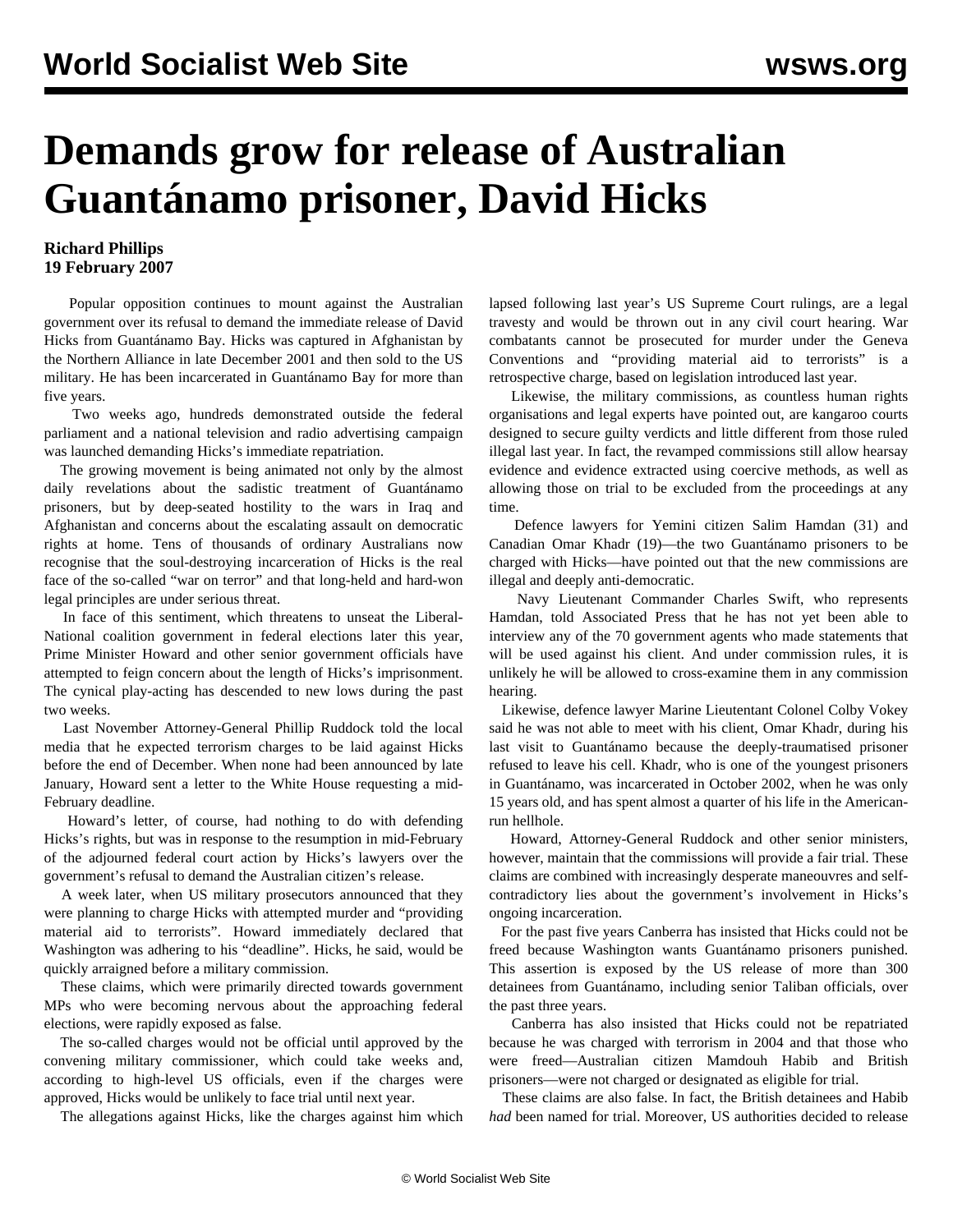# Demands grow for release of Australian Guantánamo prisoner, David Hicks

**Richard Phillips**
**19 February 2007**

Popular opposition continues to mount against the Australian government over its refusal to demand the immediate release of David Hicks from Guantánamo Bay. Hicks was captured in Afghanistan by the Northern Alliance in late December 2001 and then sold to the US military. He has been incarcerated in Guantánamo Bay for more than five years.

Two weeks ago, hundreds demonstrated outside the federal parliament and a national television and radio advertising campaign was launched demanding Hicks's immediate repatriation.

The growing movement is being animated not only by the almost daily revelations about the sadistic treatment of Guantánamo prisoners, but by deep-seated hostility to the wars in Iraq and Afghanistan and concerns about the escalating assault on democratic rights at home. Tens of thousands of ordinary Australians now recognise that the soul-destroying incarceration of Hicks is the real face of the so-called "war on terror" and that long-held and hard-won legal principles are under serious threat.

In face of this sentiment, which threatens to unseat the Liberal-National coalition government in federal elections later this year, Prime Minister Howard and other senior government officials have attempted to feign concern about the length of Hicks's imprisonment. The cynical play-acting has descended to new lows during the past two weeks.

Last November Attorney-General Phillip Ruddock told the local media that he expected terrorism charges to be laid against Hicks before the end of December. When none had been announced by late January, Howard sent a letter to the White House requesting a mid-February deadline.

Howard's letter, of course, had nothing to do with defending Hicks's rights, but was in response to the resumption in mid-February of the adjourned federal court action by Hicks's lawyers over the government's refusal to demand the Australian citizen's release.

A week later, when US military prosecutors announced that they were planning to charge Hicks with attempted murder and "providing material aid to terrorists". Howard immediately declared that Washington was adhering to his "deadline". Hicks, he said, would be quickly arraigned before a military commission.

These claims, which were primarily directed towards government MPs who were becoming nervous about the approaching federal elections, were rapidly exposed as false.

The so-called charges would not be official until approved by the convening military commissioner, which could take weeks and, according to high-level US officials, even if the charges were approved, Hicks would be unlikely to face trial until next year.

The allegations against Hicks, like the charges against him which lapsed following last year's US Supreme Court rulings, are a legal travesty and would be thrown out in any civil court hearing. War combatants cannot be prosecuted for murder under the Geneva Conventions and "providing material aid to terrorists" is a retrospective charge, based on legislation introduced last year.

Likewise, the military commissions, as countless human rights organisations and legal experts have pointed out, are kangaroo courts designed to secure guilty verdicts and little different from those ruled illegal last year. In fact, the revamped commissions still allow hearsay evidence and evidence extracted using coercive methods, as well as allowing those on trial to be excluded from the proceedings at any time.

Defence lawyers for Yemini citizen Salim Hamdan (31) and Canadian Omar Khadr (19)—the two Guantánamo prisoners to be charged with Hicks—have pointed out that the new commissions are illegal and deeply anti-democratic.

Navy Lieutenant Commander Charles Swift, who represents Hamdan, told Associated Press that he has not yet been able to interview any of the 70 government agents who made statements that will be used against his client. And under commission rules, it is unlikely he will be allowed to cross-examine them in any commission hearing.

Likewise, defence lawyer Marine Lieutenant Colonel Colby Vokey said he was not able to meet with his client, Omar Khadr, during his last visit to Guantánamo because the deeply-traumatised prisoner refused to leave his cell. Khadr, who is one of the youngest prisoners in Guantánamo, was incarcerated in October 2002, when he was only 15 years old, and has spent almost a quarter of his life in the American-run hellhole.

Howard, Attorney-General Ruddock and other senior ministers, however, maintain that the commissions will provide a fair trial. These claims are combined with increasingly desperate maneouvres and self-contradictory lies about the government's involvement in Hicks's ongoing incarceration.

For the past five years Canberra has insisted that Hicks could not be freed because Washington wants Guantánamo prisoners punished. This assertion is exposed by the US release of more than 300 detainees from Guantánamo, including senior Taliban officials, over the past three years.

Canberra has also insisted that Hicks could not be repatriated because he was charged with terrorism in 2004 and that those who were freed—Australian citizen Mamdouh Habib and British prisoners—were not charged or designated as eligible for trial.

These claims are also false. In fact, the British detainees and Habib *had* been named for trial. Moreover, US authorities decided to release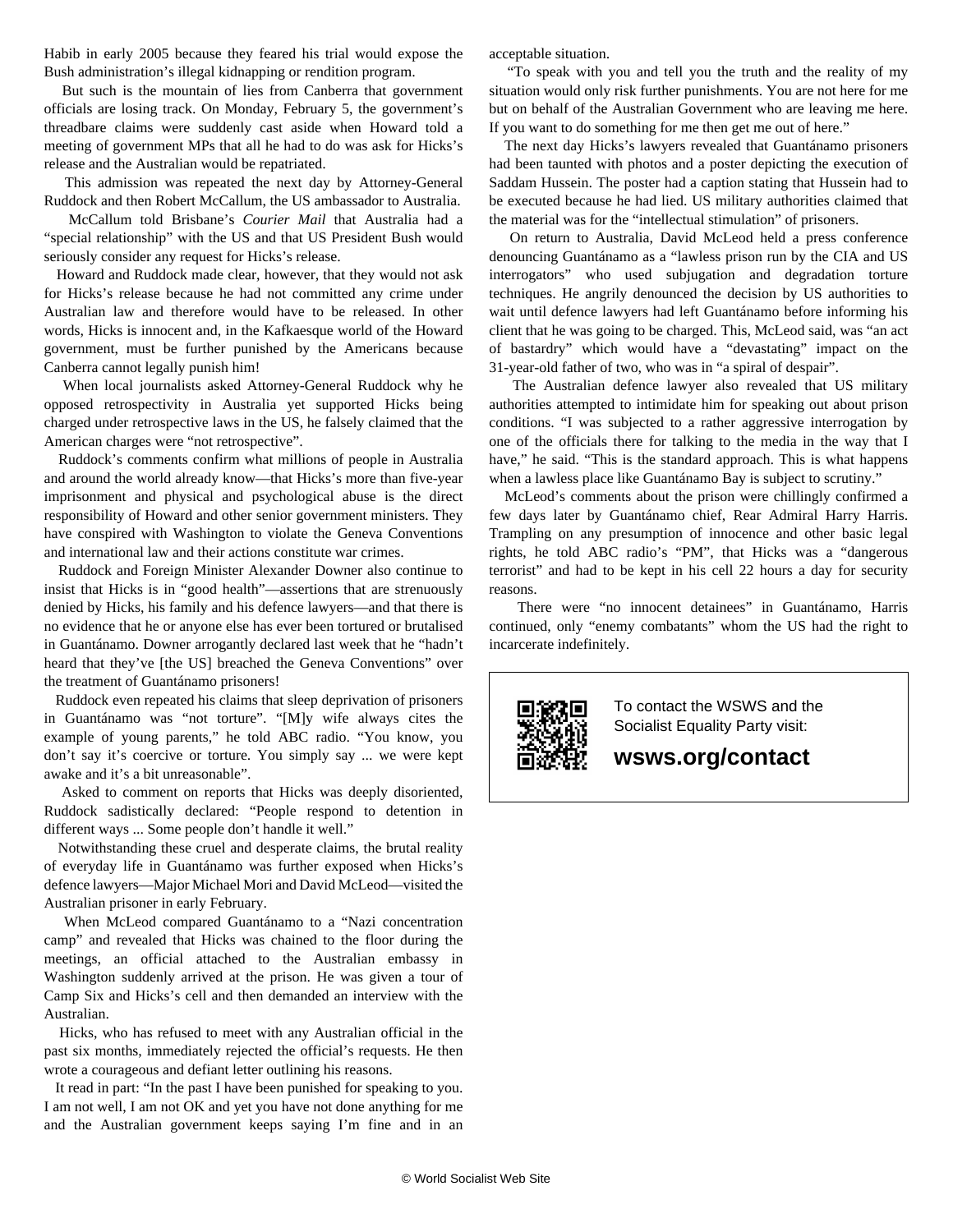Habib in early 2005 because they feared his trial would expose the Bush administration's illegal kidnapping or rendition program.

But such is the mountain of lies from Canberra that government officials are losing track. On Monday, February 5, the government's threadbare claims were suddenly cast aside when Howard told a meeting of government MPs that all he had to do was ask for Hicks's release and the Australian would be repatriated.

This admission was repeated the next day by Attorney-General Ruddock and then Robert McCallum, the US ambassador to Australia.

McCallum told Brisbane's *Courier Mail* that Australia had a "special relationship" with the US and that US President Bush would seriously consider any request for Hicks's release.

Howard and Ruddock made clear, however, that they would not ask for Hicks's release because he had not committed any crime under Australian law and therefore would have to be released. In other words, Hicks is innocent and, in the Kafkaesque world of the Howard government, must be further punished by the Americans because Canberra cannot legally punish him!

When local journalists asked Attorney-General Ruddock why he opposed retrospectivity in Australia yet supported Hicks being charged under retrospective laws in the US, he falsely claimed that the American charges were "not retrospective".

Ruddock's comments confirm what millions of people in Australia and around the world already know—that Hicks's more than five-year imprisonment and physical and psychological abuse is the direct responsibility of Howard and other senior government ministers. They have conspired with Washington to violate the Geneva Conventions and international law and their actions constitute war crimes.

Ruddock and Foreign Minister Alexander Downer also continue to insist that Hicks is in "good health"—assertions that are strenuously denied by Hicks, his family and his defence lawyers—and that there is no evidence that he or anyone else has ever been tortured or brutalised in Guantánamo. Downer arrogantly declared last week that he "hadn't heard that they've [the US] breached the Geneva Conventions" over the treatment of Guantánamo prisoners!

Ruddock even repeated his claims that sleep deprivation of prisoners in Guantánamo was "not torture". "[M]y wife always cites the example of young parents," he told ABC radio. "You know, you don't say it's coercive or torture. You simply say ... we were kept awake and it's a bit unreasonable".

Asked to comment on reports that Hicks was deeply disoriented, Ruddock sadistically declared: "People respond to detention in different ways ... Some people don't handle it well."

Notwithstanding these cruel and desperate claims, the brutal reality of everyday life in Guantánamo was further exposed when Hicks's defence lawyers—Major Michael Mori and David McLeod—visited the Australian prisoner in early February.

When McLeod compared Guantánamo to a "Nazi concentration camp" and revealed that Hicks was chained to the floor during the meetings, an official attached to the Australian embassy in Washington suddenly arrived at the prison. He was given a tour of Camp Six and Hicks's cell and then demanded an interview with the Australian.

Hicks, who has refused to meet with any Australian official in the past six months, immediately rejected the official's requests. He then wrote a courageous and defiant letter outlining his reasons.

It read in part: "In the past I have been punished for speaking to you. I am not well, I am not OK and yet you have not done anything for me and the Australian government keeps saying I'm fine and in an acceptable situation.

"To speak with you and tell you the truth and the reality of my situation would only risk further punishments. You are not here for me but on behalf of the Australian Government who are leaving me here. If you want to do something for me then get me out of here."

The next day Hicks's lawyers revealed that Guantánamo prisoners had been taunted with photos and a poster depicting the execution of Saddam Hussein. The poster had a caption stating that Hussein had to be executed because he had lied. US military authorities claimed that the material was for the "intellectual stimulation" of prisoners.

On return to Australia, David McLeod held a press conference denouncing Guantánamo as a "lawless prison run by the CIA and US interrogators" who used subjugation and degradation torture techniques. He angrily denounced the decision by US authorities to wait until defence lawyers had left Guantánamo before informing his client that he was going to be charged. This, McLeod said, was "an act of bastardry" which would have a "devastating" impact on the 31-year-old father of two, who was in "a spiral of despair".

The Australian defence lawyer also revealed that US military authorities attempted to intimidate him for speaking out about prison conditions. "I was subjected to a rather aggressive interrogation by one of the officials there for talking to the media in the way that I have," he said. "This is the standard approach. This is what happens when a lawless place like Guantánamo Bay is subject to scrutiny."

McLeod's comments about the prison were chillingly confirmed a few days later by Guantánamo chief, Rear Admiral Harry Harris. Trampling on any presumption of innocence and other basic legal rights, he told ABC radio's "PM", that Hicks was a "dangerous terrorist" and had to be kept in his cell 22 hours a day for security reasons.

There were "no innocent detainees" in Guantánamo, Harris continued, only "enemy combatants" whom the US had the right to incarcerate indefinitely.

To contact the WSWS and the Socialist Equality Party visit:

**wsws.org/contact**